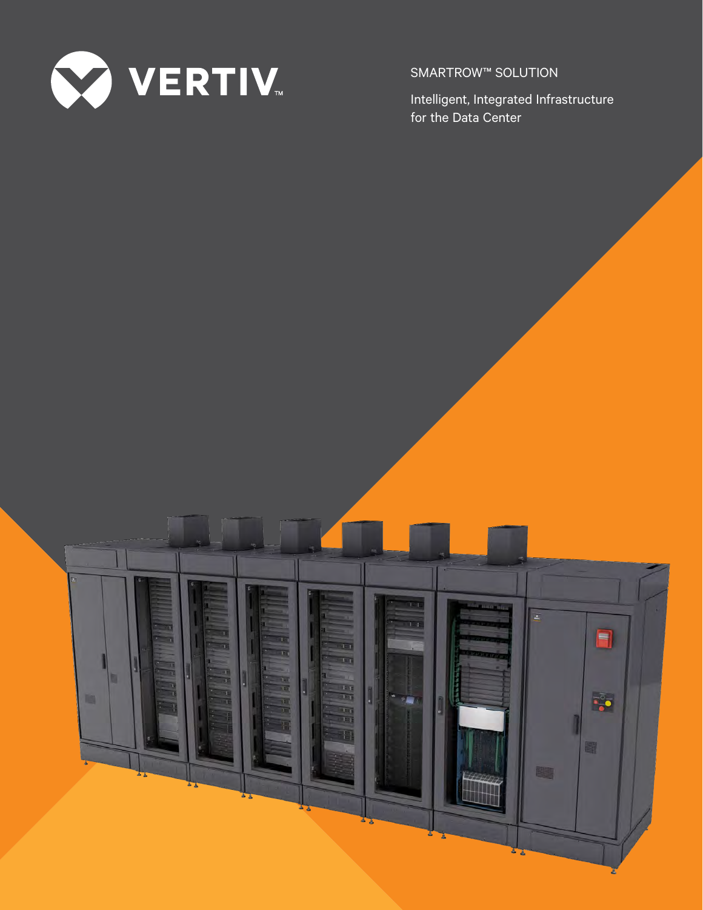VERTIV™

SMARTROW™ SOLUTION

Intelligent, Integrated Infrastructure for the Data Center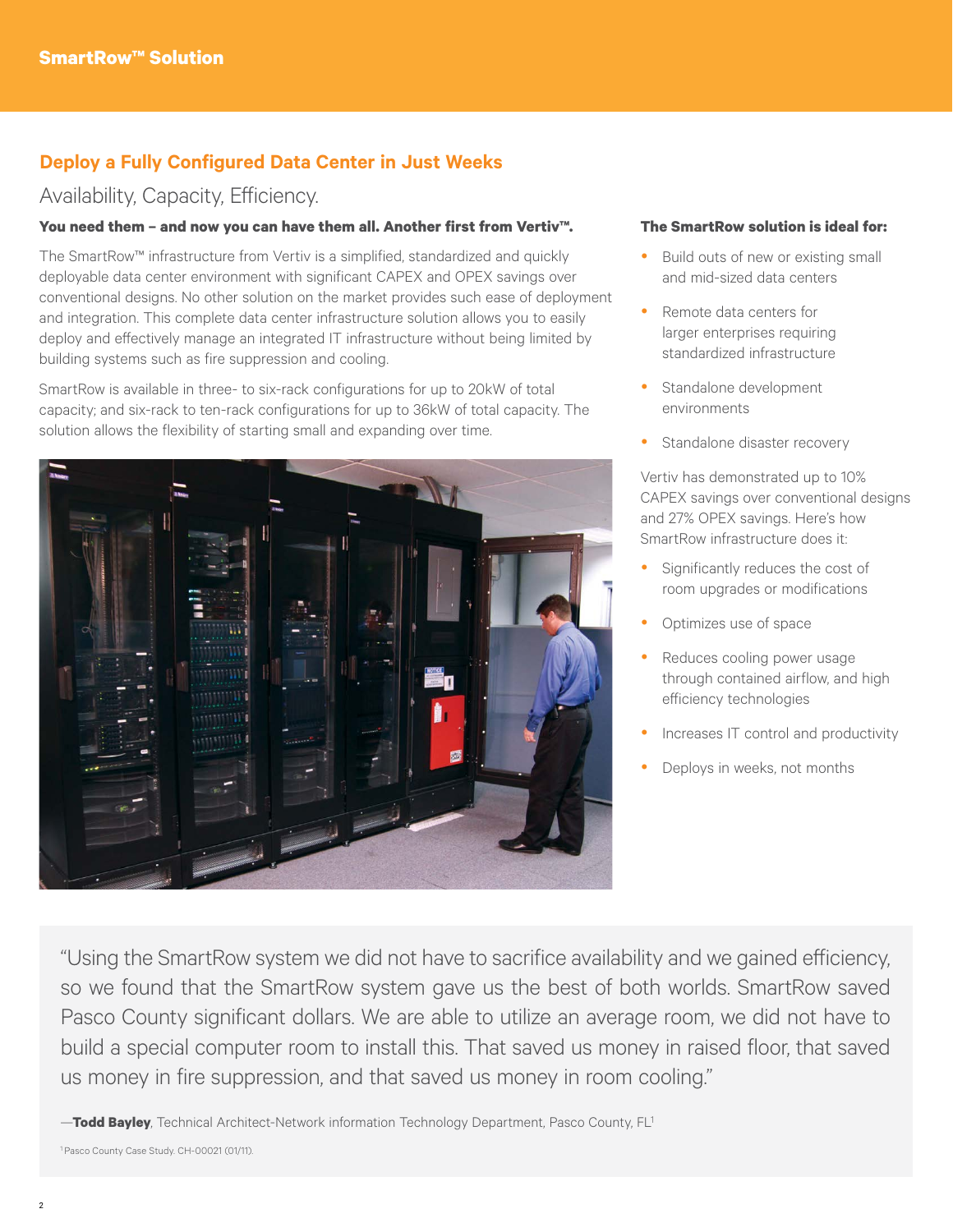## Deploy a Fully Configured Data Center in Just Weeks

### Availability, Capacity, Efficiency.

**You need them – and now you can have them all. Another first from Vertiv™.**

The SmartRow™ infrastructure from Vertiv is a simplified, standardized and quickly deployable data center environment with significant CAPEX and OPEX savings over conventional designs. No other solution on the market provides such ease of deployment and integration. This complete data center infrastructure solution allows you to easily deploy and effectively manage an integrated IT infrastructure without being limited by building systems such as fire suppression and cooling.

SmartRow is available in three- to six-rack configurations for up to 20kW of total capacity; and six-rack to ten-rack configurations for up to 36kW of total capacity. The solution allows the flexibility of starting small and expanding over time.

**The SmartRow solution is ideal for:**

- Build outs of new or existing small and mid-sized data centers
- Remote data centers for larger enterprises requiring standardized infrastructure
- Standalone development environments
- Standalone disaster recovery

Vertiv has demonstrated up to 10% CAPEX savings over conventional designs and 27% OPEX savings. Here's how SmartRow infrastructure does it:

- Significantly reduces the cost of room upgrades or modifications
- Optimizes use of space
- Reduces cooling power usage through contained airflow, and high efficiency technologies
- Increases IT control and productivity
- Deploys in weeks, not months

> "Using the SmartRow system we did not have to sacrifice availability and we gained efficiency, so we found that the SmartRow system gave us the best of both worlds. SmartRow saved Pasco County significant dollars. We are able to utilize an average room, we did not have to build a special computer room to install this. That saved us money in raised floor, that saved us money in fire suppression, and that saved us money in room cooling."
>
> —**Todd Bayley**, Technical Architect-Network information Technology Department, Pasco County, FL[1]

[1] Pasco County Case Study. CH-00021 (01/11).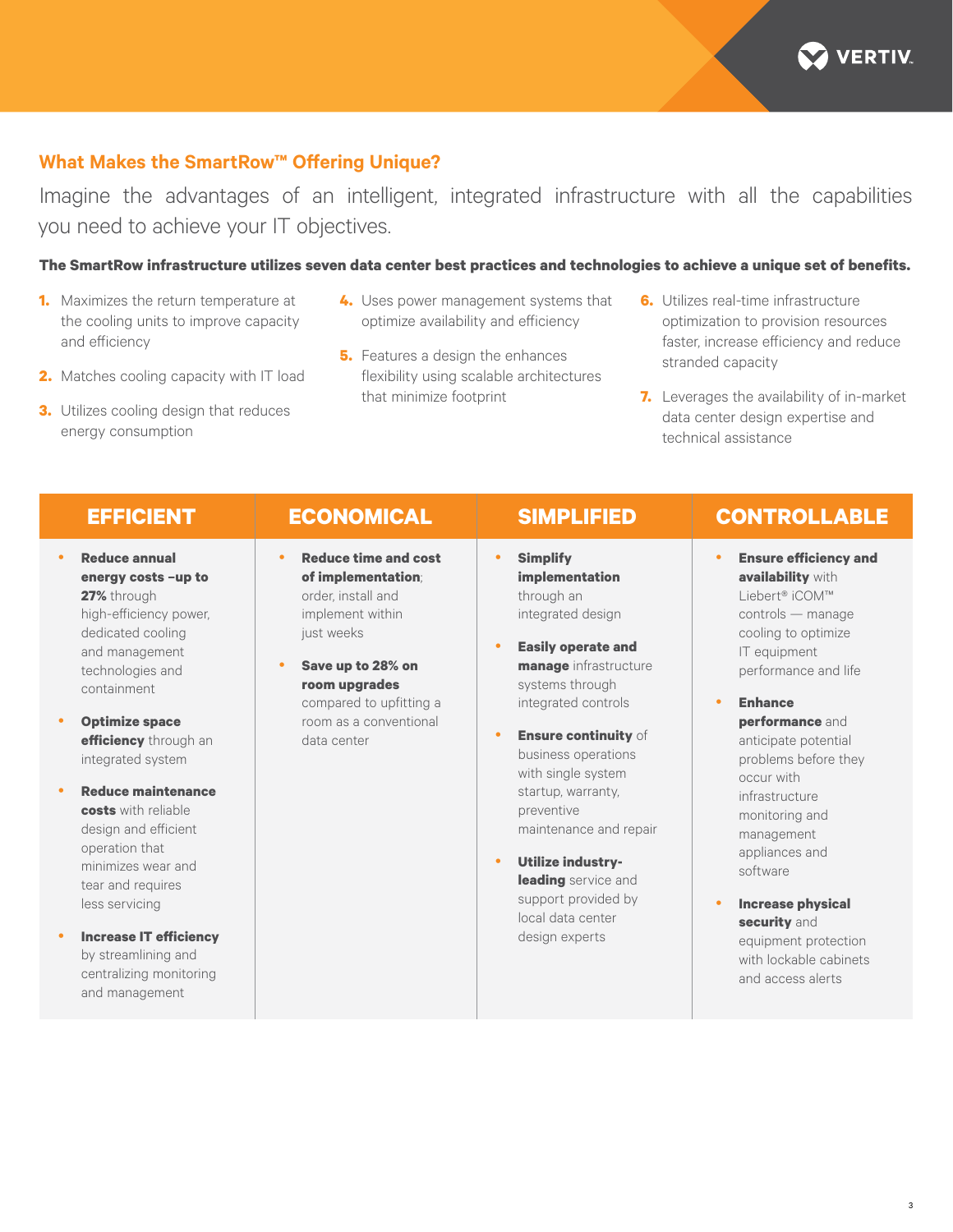## What Makes the SmartRow™ Offering Unique?

Imagine the advantages of an intelligent, integrated infrastructure with all the capabilities you need to achieve your IT objectives.

**The SmartRow infrastructure utilizes seven data center best practices and technologies to achieve a unique set of benefits.**

1. Maximizes the return temperature at the cooling units to improve capacity and efficiency
2. Matches cooling capacity with IT load
3. Utilizes cooling design that reduces energy consumption
4. Uses power management systems that optimize availability and efficiency
5. Features a design the enhances flexibility using scalable architectures that minimize footprint
6. Utilizes real-time infrastructure optimization to provision resources faster, increase efficiency and reduce stranded capacity
7. Leverages the availability of in-market data center design expertise and technical assistance

| EFFICIENT | ECONOMICAL | SIMPLIFIED | CONTROLLABLE |
| --- | --- | --- | --- |
| • **Reduce annual energy costs –up to 27%** through high-efficiency power, dedicated cooling and management technologies and containment<br>• **Optimize space efficiency** through an integrated system<br>• **Reduce maintenance costs** with reliable design and efficient operation that minimizes wear and tear and requires less servicing<br>• **Increase IT efficiency** by streamlining and centralizing monitoring and management | • **Reduce time and cost of implementation**; order, install and implement within just weeks<br>• **Save up to 28% on room upgrades** compared to upfitting a room as a conventional data center | • **Simplify implementation** through an integrated design<br>• **Easily operate and manage** infrastructure systems through integrated controls<br>• **Ensure continuity** of business operations with single system startup, warranty, preventive maintenance and repair<br>• **Utilize industry-leading** service and support provided by local data center design experts | • **Ensure efficiency and availability** with Liebert® iCOM™ controls — manage cooling to optimize IT equipment performance and life<br>• **Enhance performance** and anticipate potential problems before they occur with infrastructure monitoring and management appliances and software<br>• **Increase physical security** and equipment protection with lockable cabinets and access alerts |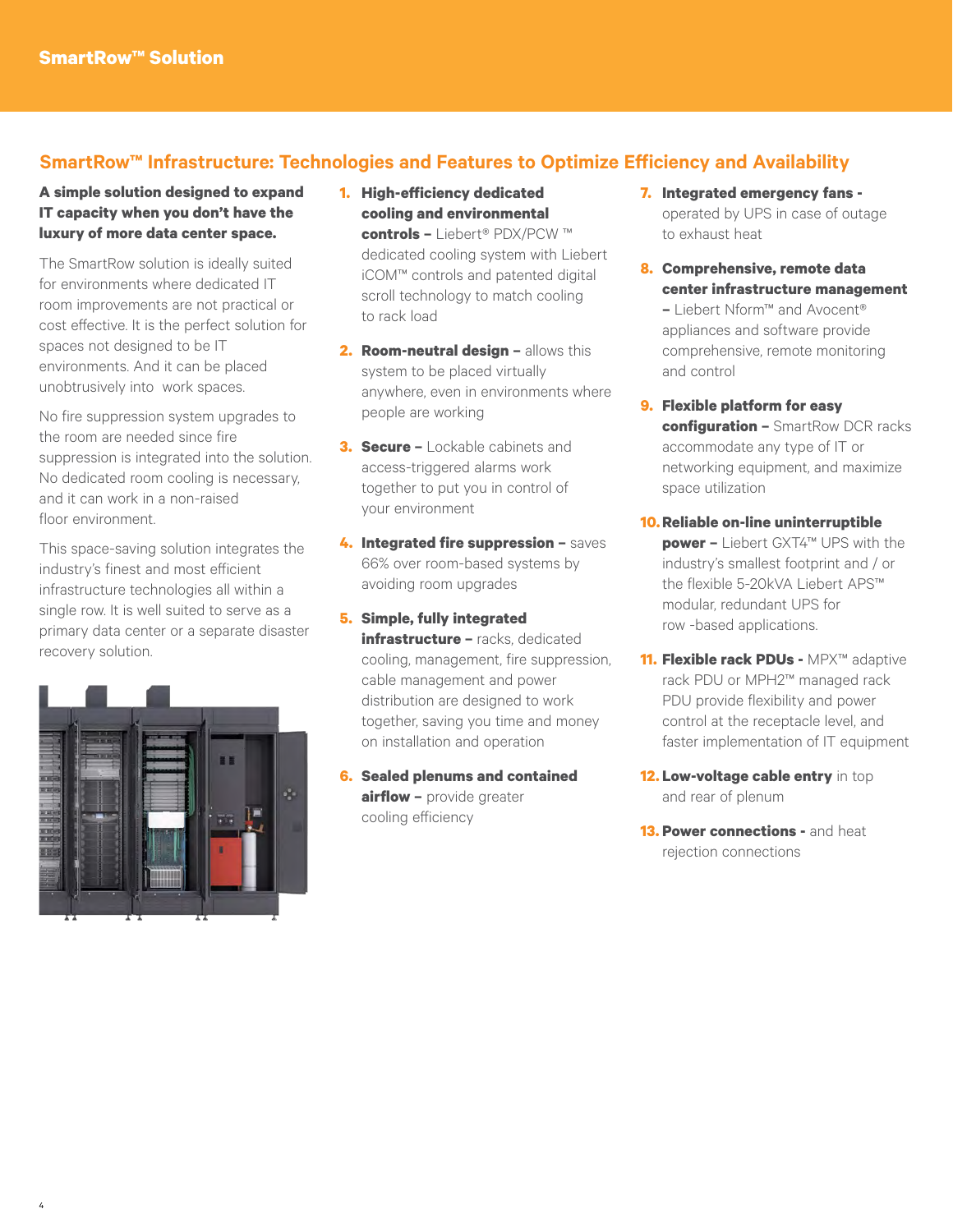SmartRow™ Solution

## SmartRow™ Infrastructure: Technologies and Features to Optimize Efficiency and Availability

**A simple solution designed to expand IT capacity when you don't have the luxury of more data center space.**

The SmartRow solution is ideally suited for environments where dedicated IT room improvements are not practical or cost effective. It is the perfect solution for spaces not designed to be IT environments. And it can be placed unobtrusively into work spaces.

No fire suppression system upgrades to the room are needed since fire suppression is integrated into the solution. No dedicated room cooling is necessary, and it can work in a non-raised floor environment.

This space-saving solution integrates the industry's finest and most efficient infrastructure technologies all within a single row. It is well suited to serve as a primary data center or a separate disaster recovery solution.

1. **High-efficiency dedicated cooling and environmental controls –** Liebert® PDX/PCW ™ dedicated cooling system with Liebert iCOM™ controls and patented digital scroll technology to match cooling to rack load
2. **Room-neutral design –** allows this system to be placed virtually anywhere, even in environments where people are working
3. **Secure –** Lockable cabinets and access-triggered alarms work together to put you in control of your environment
4. **Integrated fire suppression –** saves 66% over room-based systems by avoiding room upgrades
5. **Simple, fully integrated infrastructure –** racks, dedicated cooling, management, fire suppression, cable management and power distribution are designed to work together, saving you time and money on installation and operation
6. **Sealed plenums and contained airflow –** provide greater cooling efficiency
7. **Integrated emergency fans -** operated by UPS in case of outage to exhaust heat
8. **Comprehensive, remote data center infrastructure management –** Liebert Nform™ and Avocent® appliances and software provide comprehensive, remote monitoring and control
9. **Flexible platform for easy configuration –** SmartRow DCR racks accommodate any type of IT or networking equipment, and maximize space utilization
10. **Reliable on-line uninterruptible power –** Liebert GXT4™ UPS with the industry's smallest footprint and / or the flexible 5-20kVA Liebert APS™ modular, redundant UPS for row -based applications.
11. **Flexible rack PDUs -** MPX™ adaptive rack PDU or MPH2™ managed rack PDU provide flexibility and power control at the receptacle level, and faster implementation of IT equipment
12. **Low-voltage cable entry** in top and rear of plenum
13. **Power connections -** and heat rejection connections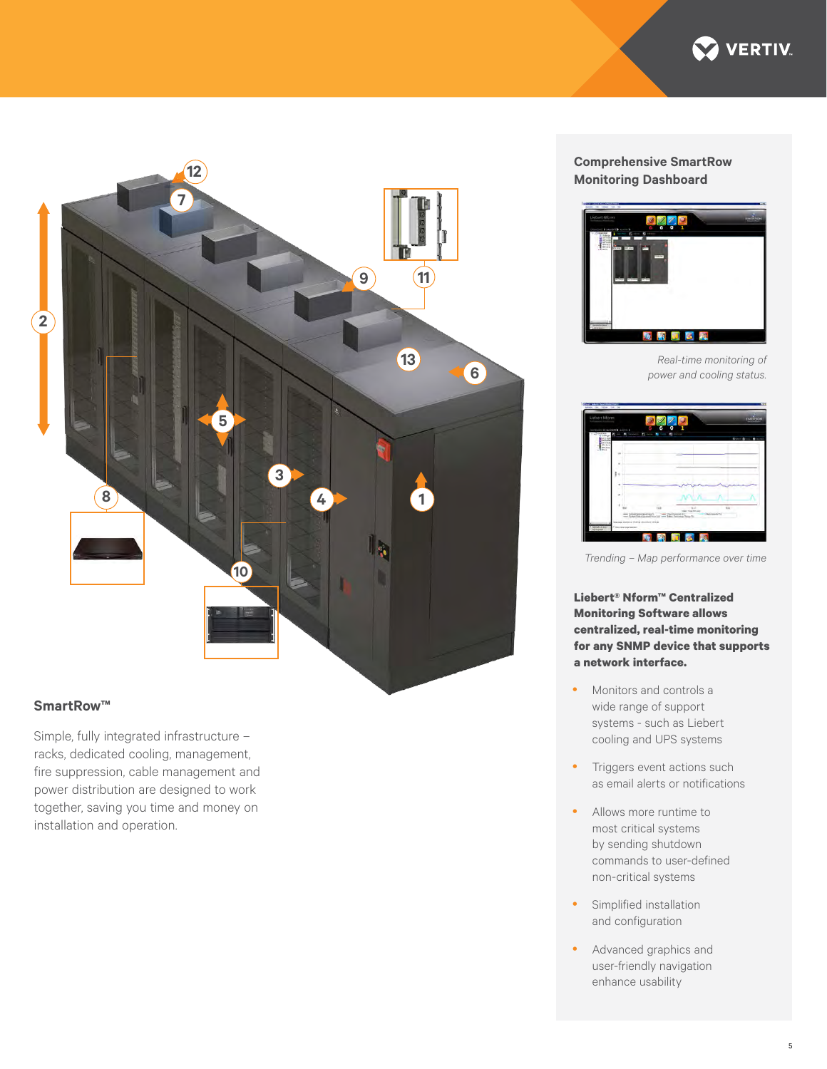## SmartRow™

Simple, fully integrated infrastructure – racks, dedicated cooling, management, fire suppression, cable management and power distribution are designed to work together, saving you time and money on installation and operation.

### Comprehensive SmartRow Monitoring Dashboard

*Real-time monitoring of power and cooling status.*

*Trending – Map performance over time*

**Liebert® Nform™ Centralized Monitoring Software allows centralized, real-time monitoring for any SNMP device that supports a network interface.**

- Monitors and controls a wide range of support systems - such as Liebert cooling and UPS systems
- Triggers event actions such as email alerts or notifications
- Allows more runtime to most critical systems by sending shutdown commands to user-defined non-critical systems
- Simplified installation and configuration
- Advanced graphics and user-friendly navigation enhance usability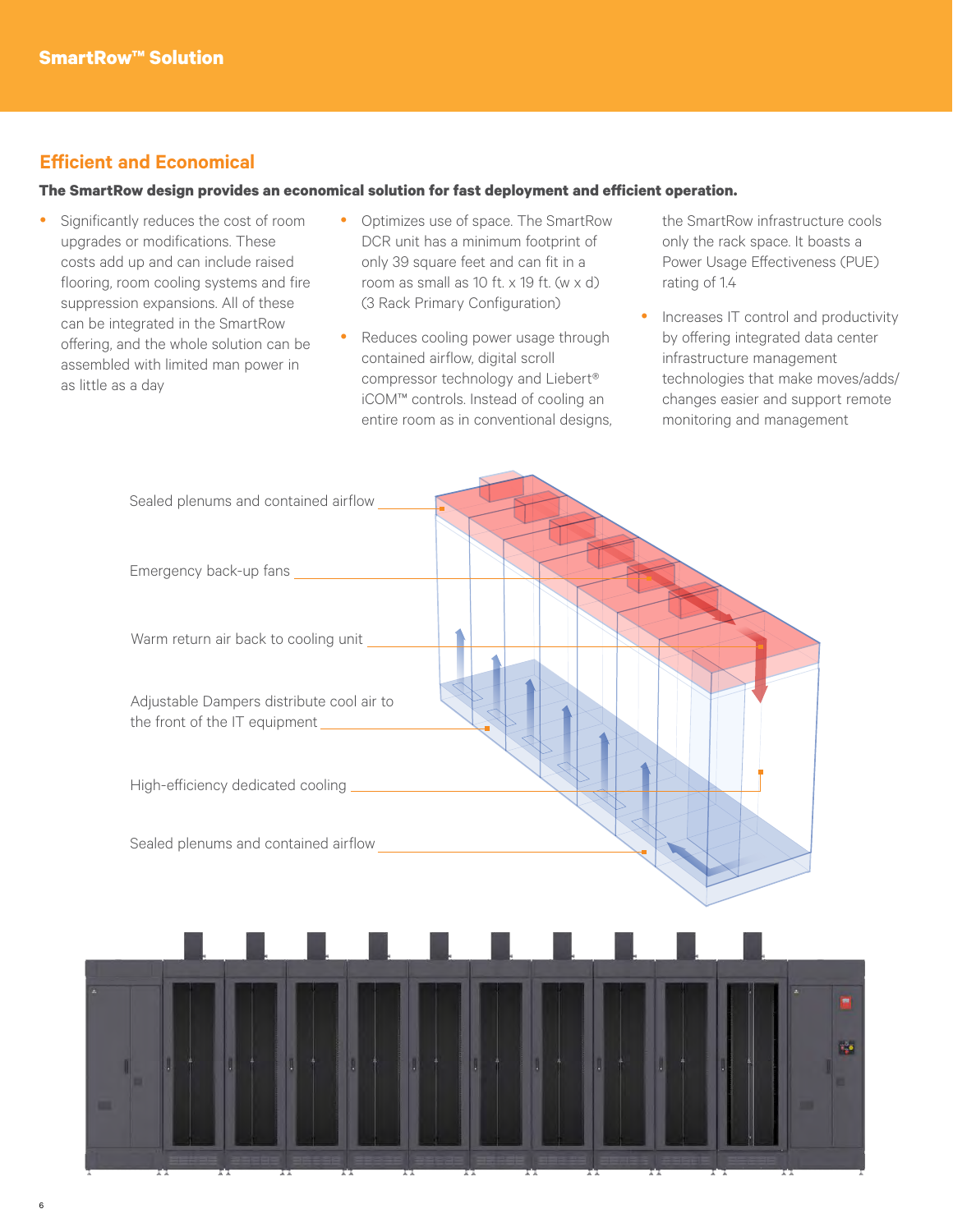## SmartRow™ Solution

### Efficient and Economical

**The SmartRow design provides an economical solution for fast deployment and efficient operation.**

- Significantly reduces the cost of room upgrades or modifications. These costs add up and can include raised flooring, room cooling systems and fire suppression expansions. All of these can be integrated in the SmartRow offering, and the whole solution can be assembled with limited man power in as little as a day
- Optimizes use of space. The SmartRow DCR unit has a minimum footprint of only 39 square feet and can fit in a room as small as 10 ft. x 19 ft. (w x d) (3 Rack Primary Configuration)
- Reduces cooling power usage through contained airflow, digital scroll compressor technology and Liebert® iCOM™ controls. Instead of cooling an entire room as in conventional designs, the SmartRow infrastructure cools only the rack space. It boasts a Power Usage Effectiveness (PUE) rating of 1.4
- Increases IT control and productivity by offering integrated data center infrastructure management technologies that make moves/adds/changes easier and support remote monitoring and management

Sealed plenums and contained airflow

Emergency back-up fans

Warm return air back to cooling unit

Adjustable Dampers distribute cool air to the front of the IT equipment

High-efficiency dedicated cooling

Sealed plenums and contained airflow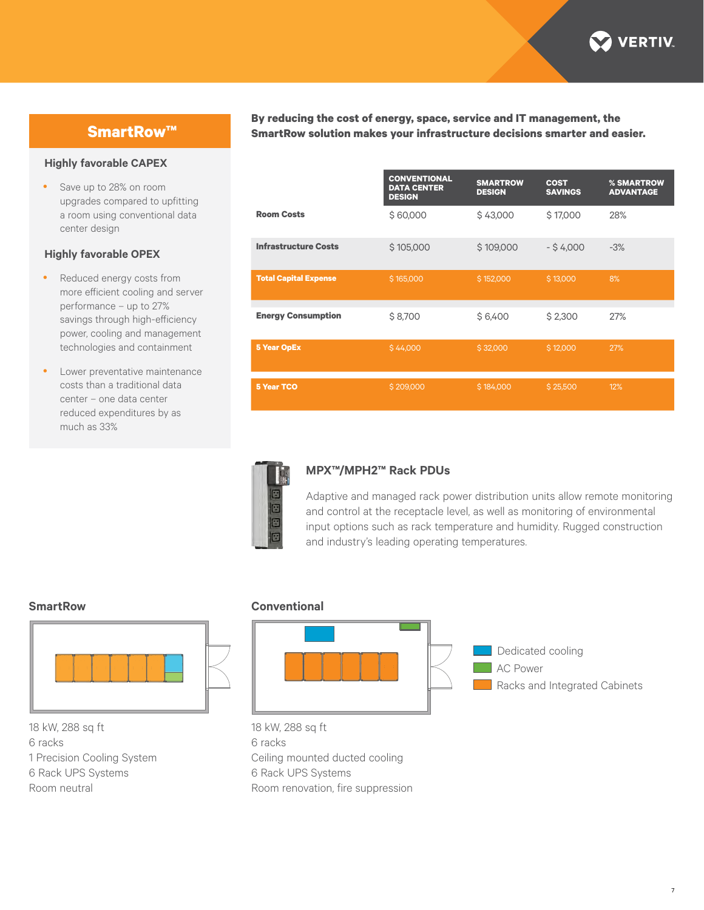## SmartRow™

### Highly favorable CAPEX

- Save up to 28% on room upgrades compared to upfitting a room using conventional data center design

### Highly favorable OPEX

- Reduced energy costs from more efficient cooling and server performance – up to 27% savings through high-efficiency power, cooling and management technologies and containment
- Lower preventative maintenance costs than a traditional data center – one data center reduced expenditures by as much as 33%

**By reducing the cost of energy, space, service and IT management, the SmartRow solution makes your infrastructure decisions smarter and easier.**

| | CONVENTIONAL DATA CENTER DESIGN | SMARTROW DESIGN | COST SAVINGS | % SMARTROW ADVANTAGE |
|---|---|---|---|---|
| **Room Costs** | $ 60,000 | $ 43,000 | $ 17,000 | 28% |
| **Infrastructure Costs** | $ 105,000 | $ 109,000 | - $ 4,000 | -3% |
| **Total Capital Expense** | $ 165,000 | $ 152,000 | $ 13,000 | 8% |
| **Energy Consumption** | $ 8,700 | $ 6,400 | $ 2,300 | 27% |
| **5 Year OpEx** | $ 44,000 | $ 32,000 | $ 12,000 | 27% |
| **5 Year TCO** | $ 209,000 | $ 184,000 | $ 25,500 | 12% |

### MPX™/MPH2™ Rack PDUs

Adaptive and managed rack power distribution units allow remote monitoring and control at the receptacle level, as well as monitoring of environmental input options such as rack temperature and humidity. Rugged construction and industry's leading operating temperatures.

**SmartRow**

18 kW, 288 sq ft
6 racks
1 Precision Cooling System
6 Rack UPS Systems
Room neutral

**Conventional**

18 kW, 288 sq ft
6 racks
Ceiling mounted ducted cooling
6 Rack UPS Systems
Room renovation, fire suppression

Dedicated cooling
AC Power
Racks and Integrated Cabinets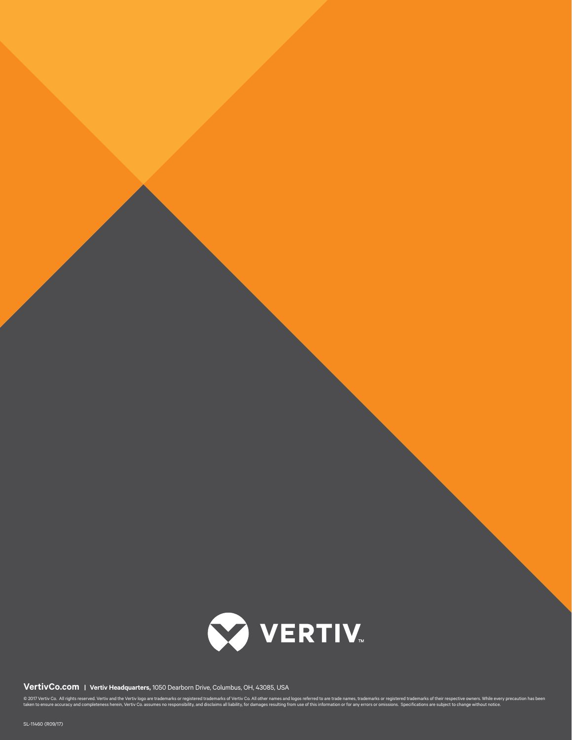VERTIV

**VertivCo.com** | **Vertiv Headquarters,** 1050 Dearborn Drive, Columbus, OH, 43085, USA

© 2017 Vertiv Co. All rights reserved. Vertiv and the Vertiv logo are trademarks or registered trademarks of Vertiv Co. All other names and logos referred to are trade names, trademarks or registered trademarks of their respective owners. While every precaution has been taken to ensure accuracy and completeness herein, Vertiv Co. assumes no responsibility, and disclaims all liability, for damages resulting from use of this information or for any errors or omissions. Specifications are subject to change without notice.

SL-11460 (R09/17)